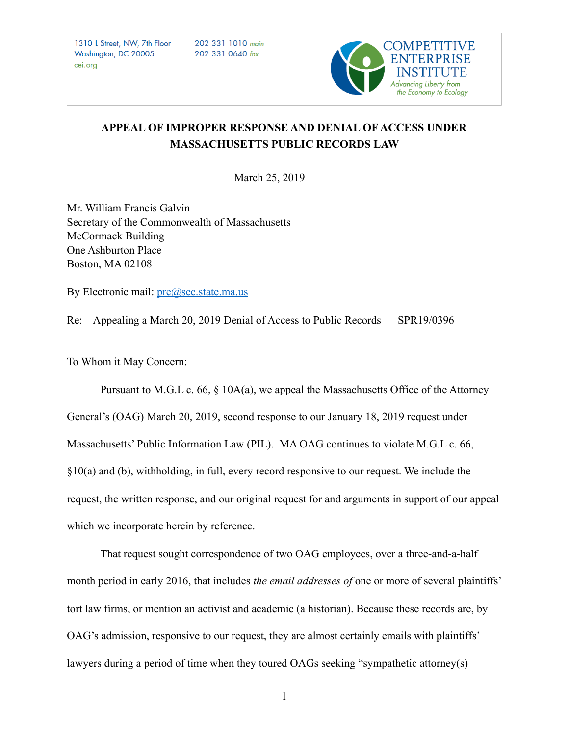1310 L Street, NW, 7th Floor
Washington, DC 20005
cei.org

202 331 1010 *main*
202 331 0640 *fax*

COMPETITIVE ENTERPRISE INSTITUTE
*Advancing Liberty from the Economy to Ecology*

**APPEAL OF IMPROPER RESPONSE AND DENIAL OF ACCESS UNDER MASSACHUSETTS PUBLIC RECORDS LAW**

March 25, 2019

Mr. William Francis Galvin
Secretary of the Commonwealth of Massachusetts
McCormack Building
One Ashburton Place
Boston, MA 02108

By Electronic mail: pre@sec.state.ma.us

Re: Appealing a March 20, 2019 Denial of Access to Public Records — SPR19/0396

To Whom it May Concern:

Pursuant to M.G.L c. 66, § 10A(a), we appeal the Massachusetts Office of the Attorney General's (OAG) March 20, 2019, second response to our January 18, 2019 request under Massachusetts' Public Information Law (PIL). MA OAG continues to violate M.G.L c. 66, §10(a) and (b), withholding, in full, every record responsive to our request. We include the request, the written response, and our original request for and arguments in support of our appeal which we incorporate herein by reference.

That request sought correspondence of two OAG employees, over a three-and-a-half month period in early 2016, that includes *the email addresses of* one or more of several plaintiffs' tort law firms, or mention an activist and academic (a historian). Because these records are, by OAG's admission, responsive to our request, they are almost certainly emails with plaintiffs' lawyers during a period of time when they toured OAGs seeking "sympathetic attorney(s)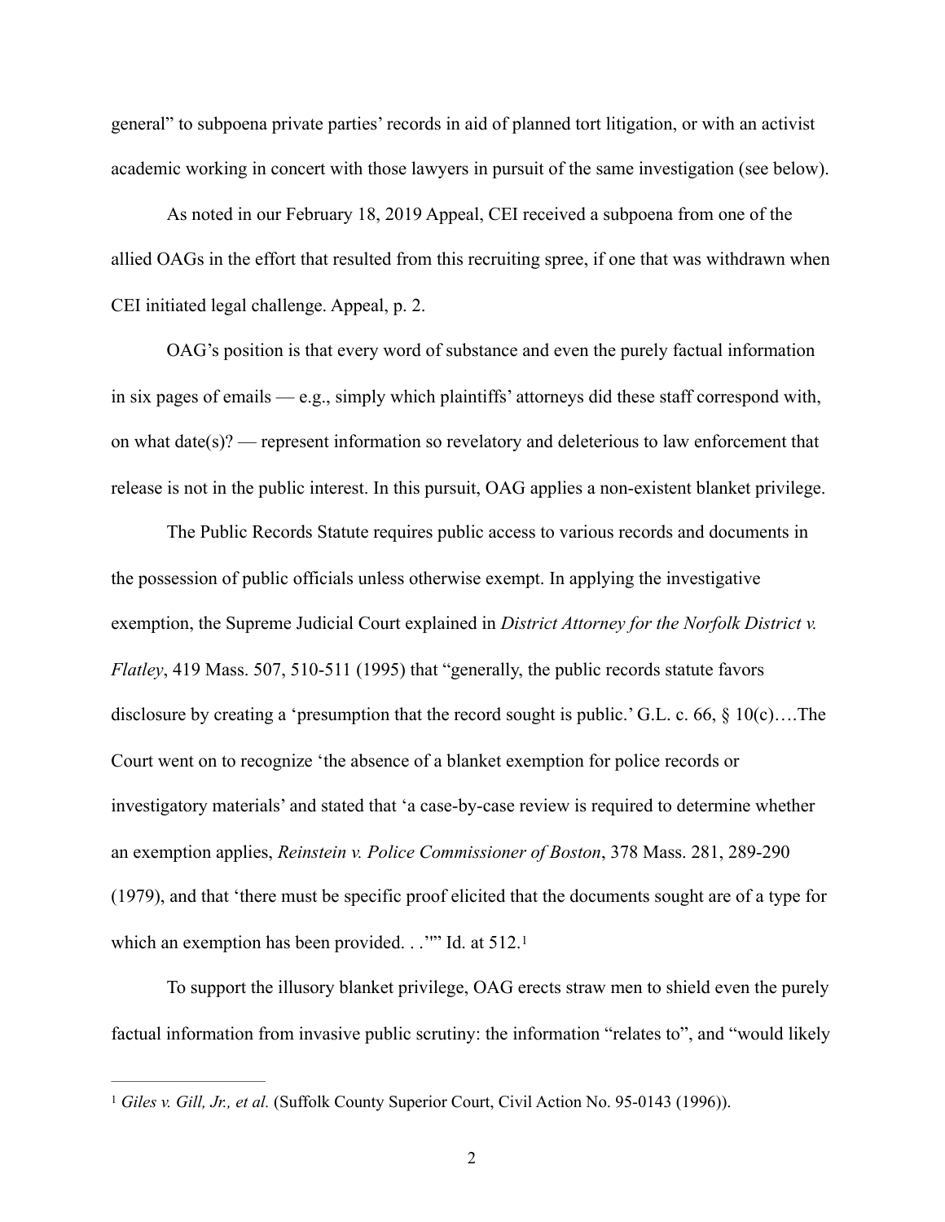general" to subpoena private parties' records in aid of planned tort litigation, or with an activist academic working in concert with those lawyers in pursuit of the same investigation (see below).

As noted in our February 18, 2019 Appeal, CEI received a subpoena from one of the allied OAGs in the effort that resulted from this recruiting spree, if one that was withdrawn when CEI initiated legal challenge. Appeal, p. 2.

OAG's position is that every word of substance and even the purely factual information in six pages of emails — e.g., simply which plaintiffs' attorneys did these staff correspond with, on what date(s)? — represent information so revelatory and deleterious to law enforcement that release is not in the public interest. In this pursuit, OAG applies a non-existent blanket privilege.

The Public Records Statute requires public access to various records and documents in the possession of public officials unless otherwise exempt. In applying the investigative exemption, the Supreme Judicial Court explained in *District Attorney for the Norfolk District v. Flatley*, 419 Mass. 507, 510-511 (1995) that "generally, the public records statute favors disclosure by creating a 'presumption that the record sought is public.' G.L. c. 66, § 10(c)….The Court went on to recognize 'the absence of a blanket exemption for police records or investigatory materials' and stated that 'a case-by-case review is required to determine whether an exemption applies, *Reinstein v. Police Commissioner of Boston*, 378 Mass. 281, 289-290 (1979), and that 'there must be specific proof elicited that the documents sought are of a type for which an exemption has been provided. . .'"' Id. at 512.[1]

To support the illusory blanket privilege, OAG erects straw men to shield even the purely factual information from invasive public scrutiny: the information "relates to", and "would likely

[1] *Giles v. Gill, Jr., et al.* (Suffolk County Superior Court, Civil Action No. 95-0143 (1996)).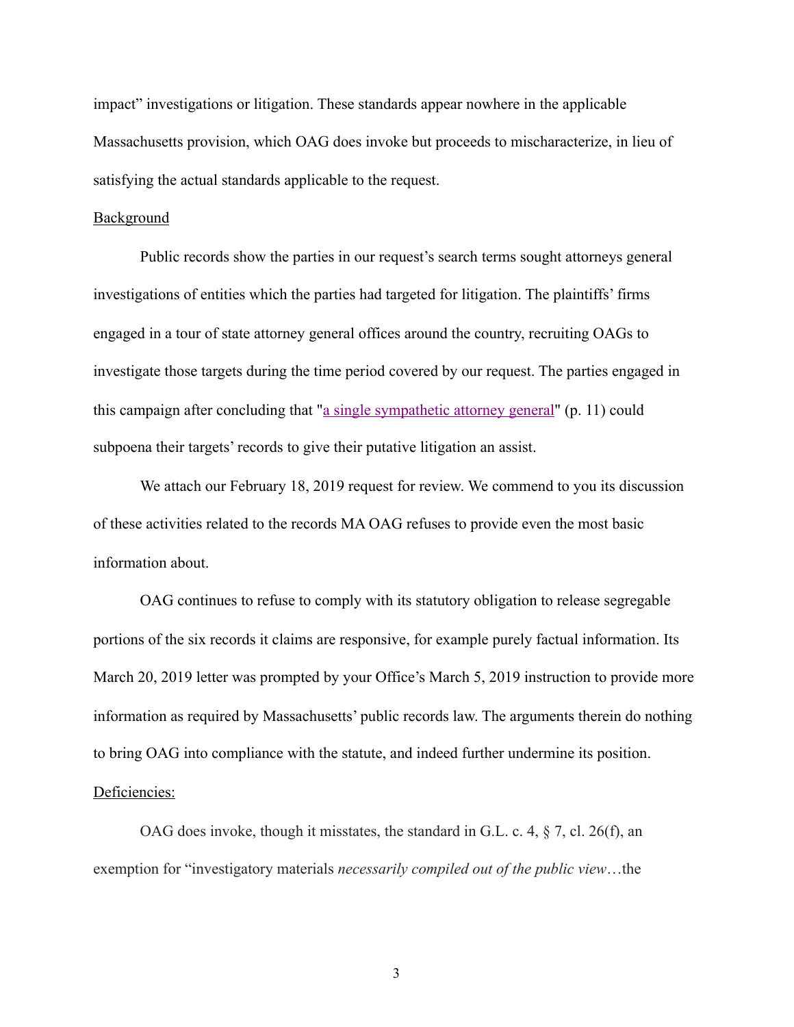impact" investigations or litigation. These standards appear nowhere in the applicable Massachusetts provision, which OAG does invoke but proceeds to mischaracterize, in lieu of satisfying the actual standards applicable to the request.

<u>Background</u>

Public records show the parties in our request's search terms sought attorneys general investigations of entities which the parties had targeted for litigation. The plaintiffs' firms engaged in a tour of state attorney general offices around the country, recruiting OAGs to investigate those targets during the time period covered by our request. The parties engaged in this campaign after concluding that "a single sympathetic attorney general" (p. 11) could subpoena their targets' records to give their putative litigation an assist.

We attach our February 18, 2019 request for review. We commend to you its discussion of these activities related to the records MA OAG refuses to provide even the most basic information about.

OAG continues to refuse to comply with its statutory obligation to release segregable portions of the six records it claims are responsive, for example purely factual information. Its March 20, 2019 letter was prompted by your Office's March 5, 2019 instruction to provide more information as required by Massachusetts' public records law. The arguments therein do nothing to bring OAG into compliance with the statute, and indeed further undermine its position.

<u>Deficiencies:</u>

OAG does invoke, though it misstates, the standard in G.L. c. 4, § 7, cl. 26(f), an exemption for "investigatory materials *necessarily compiled out of the public view*…the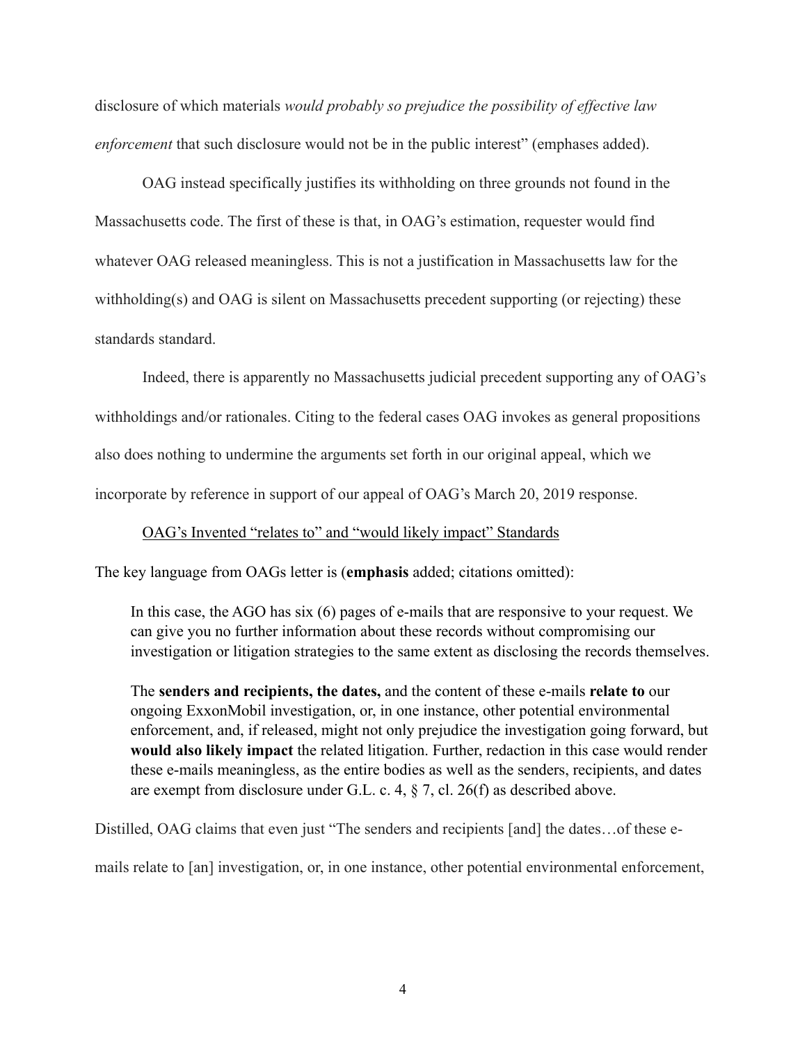disclosure of which materials *would probably so prejudice the possibility of effective law enforcement* that such disclosure would not be in the public interest" (emphases added).

OAG instead specifically justifies its withholding on three grounds not found in the Massachusetts code. The first of these is that, in OAG's estimation, requester would find whatever OAG released meaningless. This is not a justification in Massachusetts law for the withholding(s) and OAG is silent on Massachusetts precedent supporting (or rejecting) these standards standard.

Indeed, there is apparently no Massachusetts judicial precedent supporting any of OAG's withholdings and/or rationales. Citing to the federal cases OAG invokes as general propositions also does nothing to undermine the arguments set forth in our original appeal, which we incorporate by reference in support of our appeal of OAG's March 20, 2019 response.

<u>OAG's Invented "relates to" and "would likely impact" Standards</u>

The key language from OAGs letter is (**emphasis** added; citations omitted):

> In this case, the AGO has six (6) pages of e-mails that are responsive to your request. We can give you no further information about these records without compromising our investigation or litigation strategies to the same extent as disclosing the records themselves.
>
> The **senders and recipients, the dates,** and the content of these e-mails **relate to** our ongoing ExxonMobil investigation, or, in one instance, other potential environmental enforcement, and, if released, might not only prejudice the investigation going forward, but **would also likely impact** the related litigation. Further, redaction in this case would render these e-mails meaningless, as the entire bodies as well as the senders, recipients, and dates are exempt from disclosure under G.L. c. 4, § 7, cl. 26(f) as described above.

Distilled, OAG claims that even just "The senders and recipients [and] the dates…of these e-mails relate to [an] investigation, or, in one instance, other potential environmental enforcement,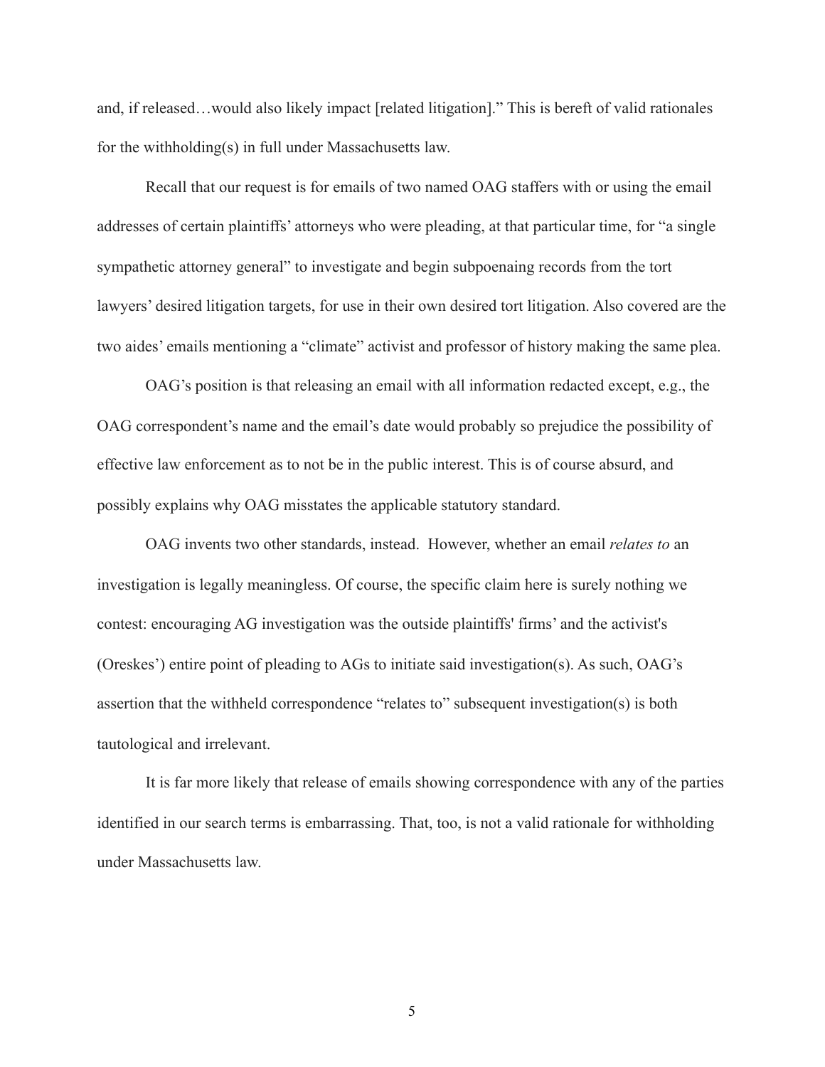and, if released…would also likely impact [related litigation]." This is bereft of valid rationales for the withholding(s) in full under Massachusetts law.

Recall that our request is for emails of two named OAG staffers with or using the email addresses of certain plaintiffs' attorneys who were pleading, at that particular time, for "a single sympathetic attorney general" to investigate and begin subpoenaing records from the tort lawyers' desired litigation targets, for use in their own desired tort litigation. Also covered are the two aides' emails mentioning a "climate" activist and professor of history making the same plea.

OAG's position is that releasing an email with all information redacted except, e.g., the OAG correspondent's name and the email's date would probably so prejudice the possibility of effective law enforcement as to not be in the public interest. This is of course absurd, and possibly explains why OAG misstates the applicable statutory standard.

OAG invents two other standards, instead. However, whether an email *relates to* an investigation is legally meaningless. Of course, the specific claim here is surely nothing we contest: encouraging AG investigation was the outside plaintiffs' firms' and the activist's (Oreskes') entire point of pleading to AGs to initiate said investigation(s). As such, OAG's assertion that the withheld correspondence "relates to" subsequent investigation(s) is both tautological and irrelevant.

It is far more likely that release of emails showing correspondence with any of the parties identified in our search terms is embarrassing. That, too, is not a valid rationale for withholding under Massachusetts law.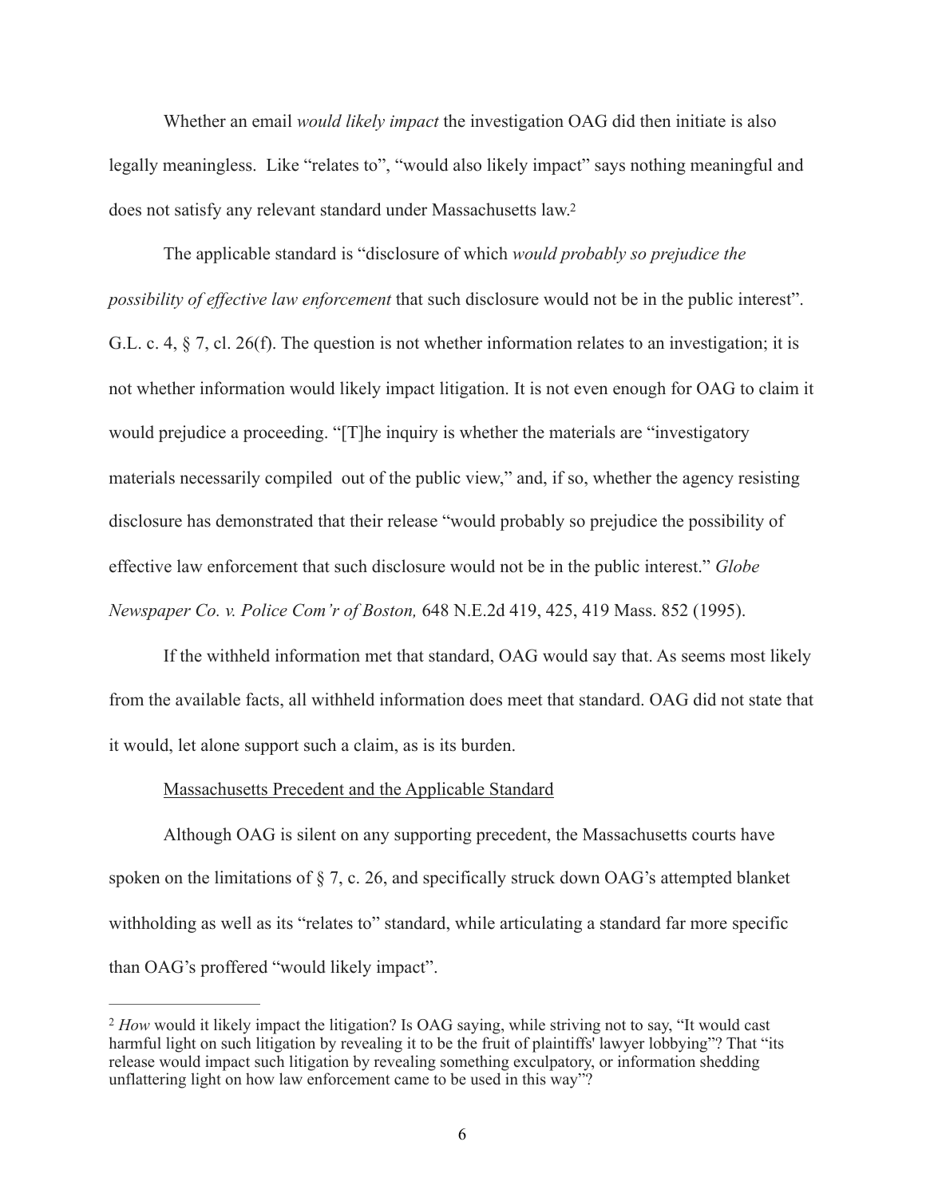Whether an email *would likely impact* the investigation OAG did then initiate is also legally meaningless. Like "relates to", "would also likely impact" says nothing meaningful and does not satisfy any relevant standard under Massachusetts law.[2]

The applicable standard is "disclosure of which *would probably so prejudice the possibility of effective law enforcement* that such disclosure would not be in the public interest". G.L. c. 4, § 7, cl. 26(f). The question is not whether information relates to an investigation; it is not whether information would likely impact litigation. It is not even enough for OAG to claim it would prejudice a proceeding. "[T]he inquiry is whether the materials are "investigatory materials necessarily compiled out of the public view," and, if so, whether the agency resisting disclosure has demonstrated that their release "would probably so prejudice the possibility of effective law enforcement that such disclosure would not be in the public interest." *Globe Newspaper Co. v. Police Com'r of Boston,* 648 N.E.2d 419, 425, 419 Mass. 852 (1995).

If the withheld information met that standard, OAG would say that. As seems most likely from the available facts, all withheld information does meet that standard. OAG did not state that it would, let alone support such a claim, as is its burden.

<u>Massachusetts Precedent and the Applicable Standard</u>

Although OAG is silent on any supporting precedent, the Massachusetts courts have spoken on the limitations of § 7, c. 26, and specifically struck down OAG's attempted blanket withholding as well as its "relates to" standard, while articulating a standard far more specific than OAG's proffered "would likely impact".

---

[2] *How* would it likely impact the litigation? Is OAG saying, while striving not to say, "It would cast harmful light on such litigation by revealing it to be the fruit of plaintiffs' lawyer lobbying"? That "its release would impact such litigation by revealing something exculpatory, or information shedding unflattering light on how law enforcement came to be used in this way"?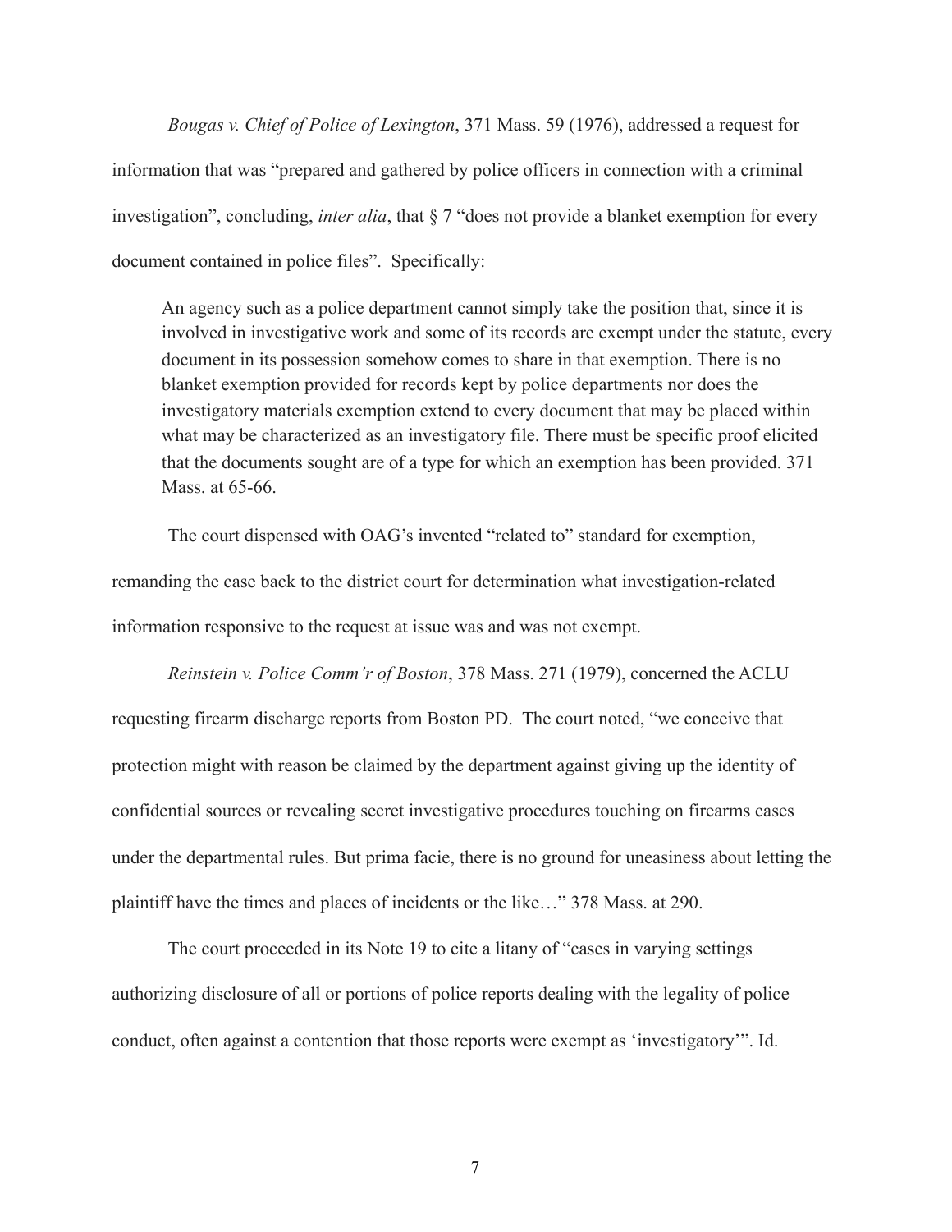*Bougas v. Chief of Police of Lexington*, 371 Mass. 59 (1976), addressed a request for information that was "prepared and gathered by police officers in connection with a criminal investigation", concluding, *inter alia*, that § 7 "does not provide a blanket exemption for every document contained in police files". Specifically:

> An agency such as a police department cannot simply take the position that, since it is involved in investigative work and some of its records are exempt under the statute, every document in its possession somehow comes to share in that exemption. There is no blanket exemption provided for records kept by police departments nor does the investigatory materials exemption extend to every document that may be placed within what may be characterized as an investigatory file. There must be specific proof elicited that the documents sought are of a type for which an exemption has been provided. 371 Mass. at 65-66.

The court dispensed with OAG's invented "related to" standard for exemption, remanding the case back to the district court for determination what investigation-related information responsive to the request at issue was and was not exempt.

*Reinstein v. Police Comm'r of Boston*, 378 Mass. 271 (1979), concerned the ACLU requesting firearm discharge reports from Boston PD. The court noted, "we conceive that protection might with reason be claimed by the department against giving up the identity of confidential sources or revealing secret investigative procedures touching on firearms cases under the departmental rules. But prima facie, there is no ground for uneasiness about letting the plaintiff have the times and places of incidents or the like…" 378 Mass. at 290.

The court proceeded in its Note 19 to cite a litany of "cases in varying settings authorizing disclosure of all or portions of police reports dealing with the legality of police conduct, often against a contention that those reports were exempt as 'investigatory'". Id.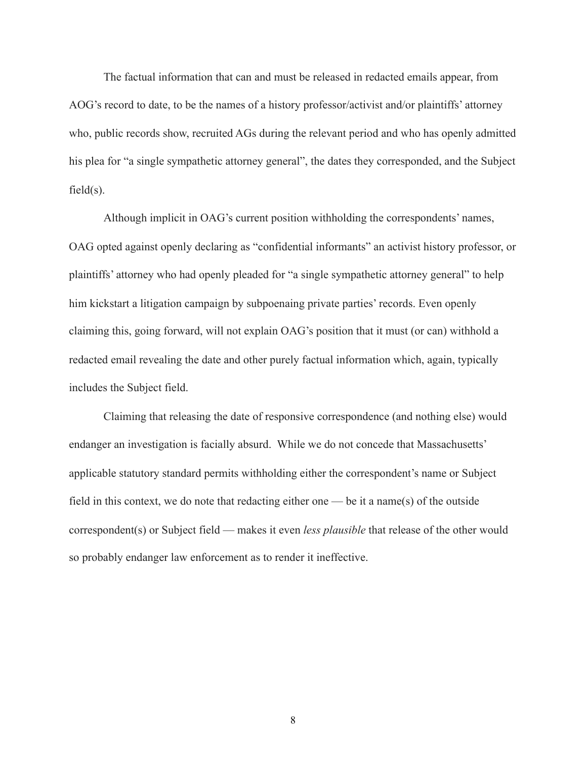The factual information that can and must be released in redacted emails appear, from AOG's record to date, to be the names of a history professor/activist and/or plaintiffs' attorney who, public records show, recruited AGs during the relevant period and who has openly admitted his plea for "a single sympathetic attorney general", the dates they corresponded, and the Subject field(s).

Although implicit in OAG's current position withholding the correspondents' names, OAG opted against openly declaring as "confidential informants" an activist history professor, or plaintiffs' attorney who had openly pleaded for "a single sympathetic attorney general" to help him kickstart a litigation campaign by subpoenaing private parties' records. Even openly claiming this, going forward, will not explain OAG's position that it must (or can) withhold a redacted email revealing the date and other purely factual information which, again, typically includes the Subject field.

Claiming that releasing the date of responsive correspondence (and nothing else) would endanger an investigation is facially absurd. While we do not concede that Massachusetts' applicable statutory standard permits withholding either the correspondent's name or Subject field in this context, we do note that redacting either one — be it a name(s) of the outside correspondent(s) or Subject field — makes it even *less plausible* that release of the other would so probably endanger law enforcement as to render it ineffective.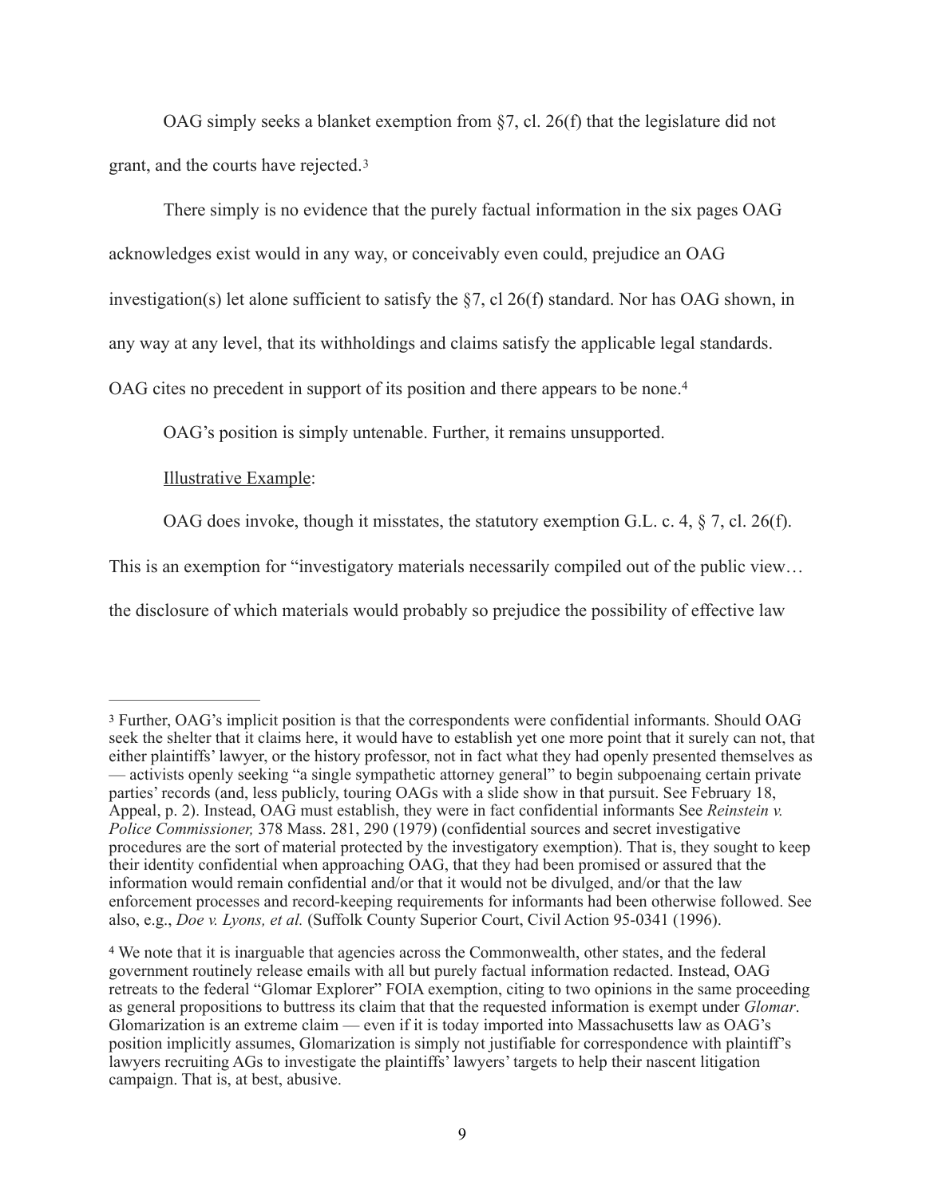OAG simply seeks a blanket exemption from §7, cl. 26(f) that the legislature did not grant, and the courts have rejected.[3]

There simply is no evidence that the purely factual information in the six pages OAG acknowledges exist would in any way, or conceivably even could, prejudice an OAG investigation(s) let alone sufficient to satisfy the §7, cl 26(f) standard. Nor has OAG shown, in any way at any level, that its withholdings and claims satisfy the applicable legal standards. OAG cites no precedent in support of its position and there appears to be none.[4]

OAG's position is simply untenable. Further, it remains unsupported.

Illustrative Example:

OAG does invoke, though it misstates, the statutory exemption G.L. c. 4, § 7, cl. 26(f). This is an exemption for "investigatory materials necessarily compiled out of the public view… the disclosure of which materials would probably so prejudice the possibility of effective law

---

[3] Further, OAG's implicit position is that the correspondents were confidential informants. Should OAG seek the shelter that it claims here, it would have to establish yet one more point that it surely can not, that either plaintiffs' lawyer, or the history professor, not in fact what they had openly presented themselves as — activists openly seeking "a single sympathetic attorney general" to begin subpoenaing certain private parties' records (and, less publicly, touring OAGs with a slide show in that pursuit. See February 18, Appeal, p. 2). Instead, OAG must establish, they were in fact confidential informants See *Reinstein v. Police Commissioner,* 378 Mass. 281, 290 (1979) (confidential sources and secret investigative procedures are the sort of material protected by the investigatory exemption). That is, they sought to keep their identity confidential when approaching OAG, that they had been promised or assured that the information would remain confidential and/or that it would not be divulged, and/or that the law enforcement processes and record-keeping requirements for informants had been otherwise followed. See also, e.g., *Doe v. Lyons, et al.* (Suffolk County Superior Court, Civil Action 95-0341 (1996).

[4] We note that it is inarguable that agencies across the Commonwealth, other states, and the federal government routinely release emails with all but purely factual information redacted. Instead, OAG retreats to the federal "Glomar Explorer" FOIA exemption, citing to two opinions in the same proceeding as general propositions to buttress its claim that that the requested information is exempt under *Glomar*. Glomarization is an extreme claim — even if it is today imported into Massachusetts law as OAG's position implicitly assumes, Glomarization is simply not justifiable for correspondence with plaintiff's lawyers recruiting AGs to investigate the plaintiffs' lawyers' targets to help their nascent litigation campaign. That is, at best, abusive.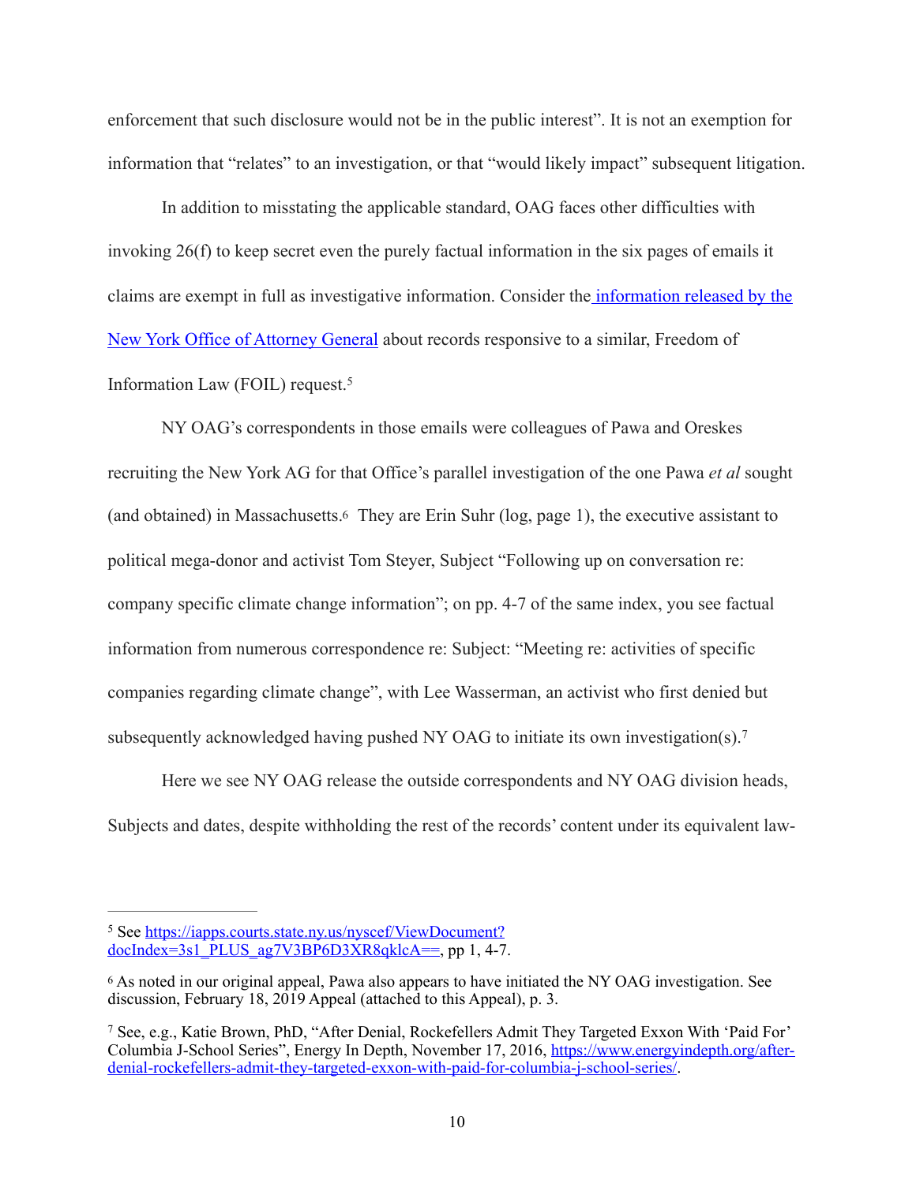enforcement that such disclosure would not be in the public interest". It is not an exemption for information that "relates" to an investigation, or that "would likely impact" subsequent litigation.

In addition to misstating the applicable standard, OAG faces other difficulties with invoking 26(f) to keep secret even the purely factual information in the six pages of emails it claims are exempt in full as investigative information. Consider the [information released by the New York Office of Attorney General](https://iapps.courts.state.ny.us/nyscef/ViewDocument?docIndex=3s1_PLUS_ag7V3BP6D3XR8qklcA==) about records responsive to a similar, Freedom of Information Law (FOIL) request.[5]

NY OAG's correspondents in those emails were colleagues of Pawa and Oreskes recruiting the New York AG for that Office's parallel investigation of the one Pawa *et al* sought (and obtained) in Massachusetts.[6] They are Erin Suhr (log, page 1), the executive assistant to political mega-donor and activist Tom Steyer, Subject "Following up on conversation re: company specific climate change information"; on pp. 4-7 of the same index, you see factual information from numerous correspondence re: Subject: "Meeting re: activities of specific companies regarding climate change", with Lee Wasserman, an activist who first denied but subsequently acknowledged having pushed NY OAG to initiate its own investigation(s).[7]

Here we see NY OAG release the outside correspondents and NY OAG division heads, Subjects and dates, despite withholding the rest of the records' content under its equivalent law-

---

[5] See [https://iapps.courts.state.ny.us/nyscef/ViewDocument?docIndex=3s1_PLUS_ag7V3BP6D3XR8qklcA==](https://iapps.courts.state.ny.us/nyscef/ViewDocument?docIndex=3s1_PLUS_ag7V3BP6D3XR8qklcA==), pp 1, 4-7.

[6] As noted in our original appeal, Pawa also appears to have initiated the NY OAG investigation. See discussion, February 18, 2019 Appeal (attached to this Appeal), p. 3.

[7] See, e.g., Katie Brown, PhD, "After Denial, Rockefellers Admit They Targeted Exxon With 'Paid For' Columbia J-School Series", Energy In Depth, November 17, 2016, [https://www.energyindepth.org/after-denial-rockefellers-admit-they-targeted-exxon-with-paid-for-columbia-j-school-series/](https://www.energyindepth.org/after-denial-rockefellers-admit-they-targeted-exxon-with-paid-for-columbia-j-school-series/).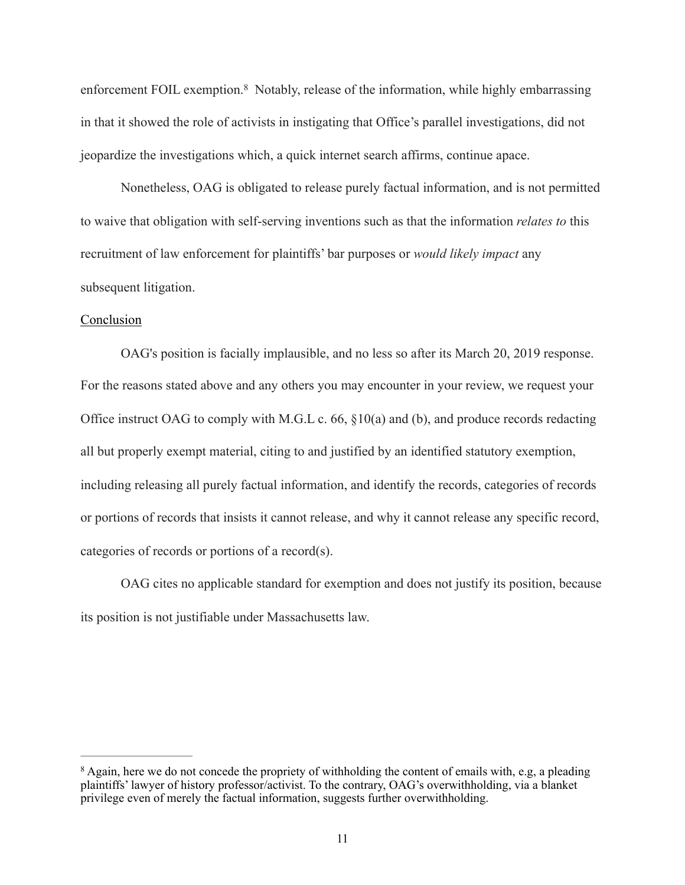enforcement FOIL exemption.[8] Notably, release of the information, while highly embarrassing in that it showed the role of activists in instigating that Office's parallel investigations, did not jeopardize the investigations which, a quick internet search affirms, continue apace.

Nonetheless, OAG is obligated to release purely factual information, and is not permitted to waive that obligation with self-serving inventions such as that the information *relates to* this recruitment of law enforcement for plaintiffs' bar purposes or *would likely impact* any subsequent litigation.

<u>Conclusion</u>

OAG's position is facially implausible, and no less so after its March 20, 2019 response. For the reasons stated above and any others you may encounter in your review, we request your Office instruct OAG to comply with M.G.L c. 66, §10(a) and (b), and produce records redacting all but properly exempt material, citing to and justified by an identified statutory exemption, including releasing all purely factual information, and identify the records, categories of records or portions of records that insists it cannot release, and why it cannot release any specific record, categories of records or portions of a record(s).

OAG cites no applicable standard for exemption and does not justify its position, because its position is not justifiable under Massachusetts law.

---

[8] Again, here we do not concede the propriety of withholding the content of emails with, e.g, a pleading plaintiffs' lawyer of history professor/activist. To the contrary, OAG's overwithholding, via a blanket privilege even of merely the factual information, suggests further overwithholding.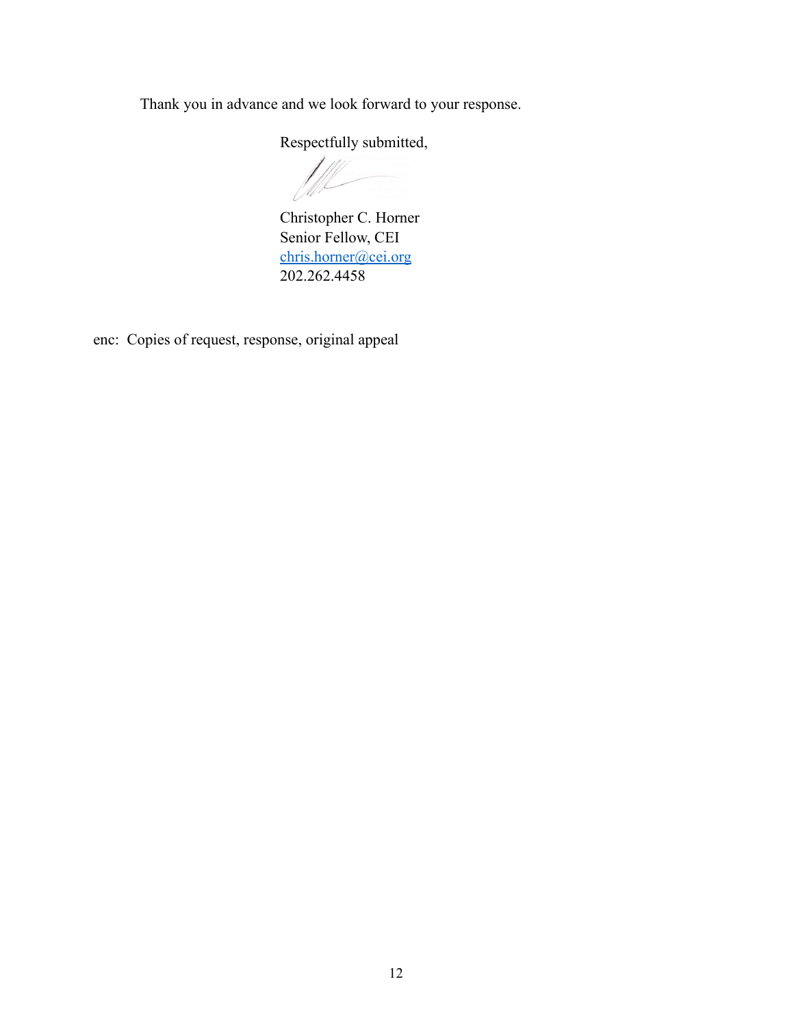Thank you in advance and we look forward to your response.

Respectfully submitted,

Christopher C. Horner  
Senior Fellow, CEI  
chris.horner@cei.org  
202.262.4458

enc: Copies of request, response, original appeal